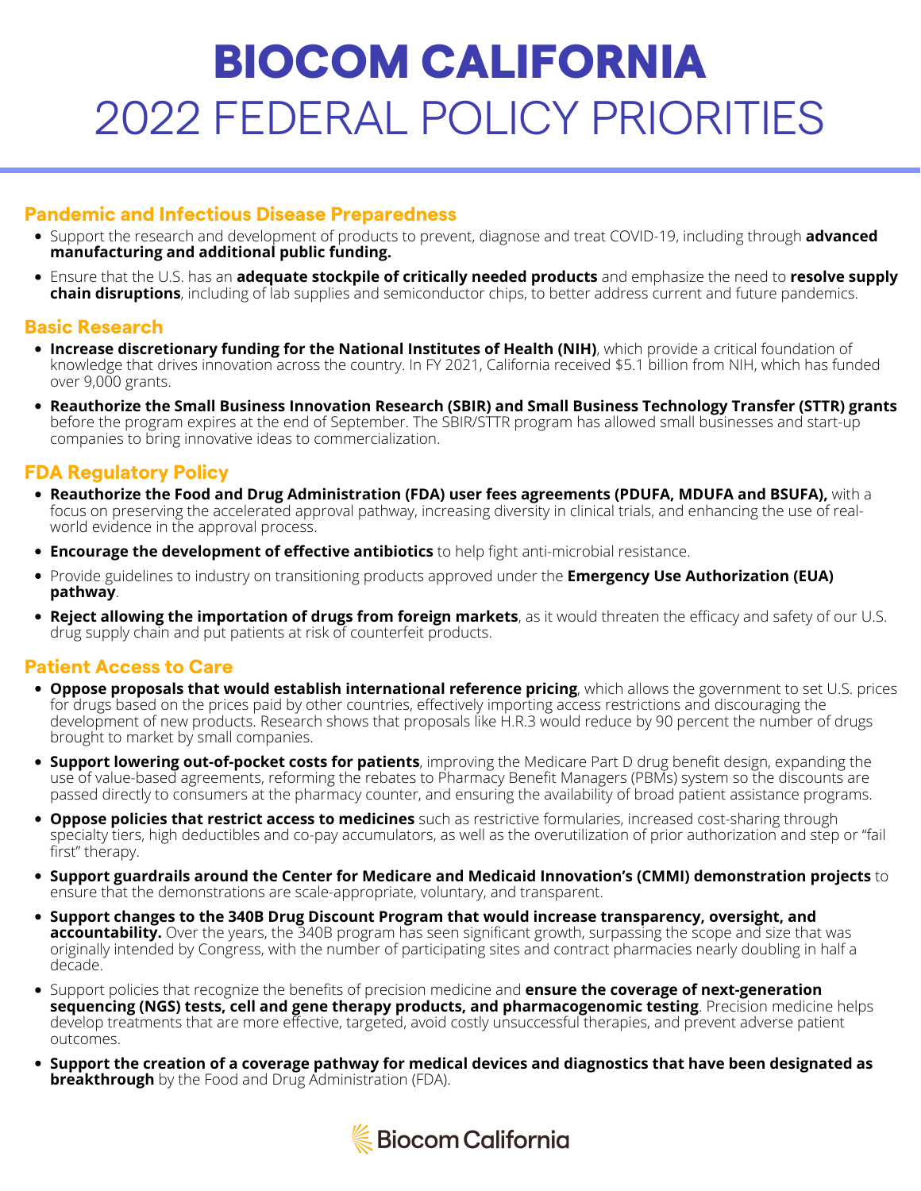# BIOCOM CALIFORNIA
# 2022 FEDERAL POLICY PRIORITIES

## Pandemic and Infectious Disease Preparedness

- Support the research and development of products to prevent, diagnose and treat COVID-19, including through **advanced manufacturing and additional public funding.**
- Ensure that the U.S. has an **adequate stockpile of critically needed products** and emphasize the need to **resolve supply chain disruptions**, including of lab supplies and semiconductor chips, to better address current and future pandemics.

## Basic Research

- **Increase discretionary funding for the National Institutes of Health (NIH)**, which provide a critical foundation of knowledge that drives innovation across the country. In FY 2021, California received $5.1 billion from NIH, which has funded over 9,000 grants.
- **Reauthorize the Small Business Innovation Research (SBIR) and Small Business Technology Transfer (STTR) grants** before the program expires at the end of September. The SBIR/STTR program has allowed small businesses and start-up companies to bring innovative ideas to commercialization.

## FDA Regulatory Policy

- **Reauthorize the Food and Drug Administration (FDA) user fees agreements (PDUFA, MDUFA and BSUFA),** with a focus on preserving the accelerated approval pathway, increasing diversity in clinical trials, and enhancing the use of real-world evidence in the approval process.
- **Encourage the development of effective antibiotics** to help fight anti-microbial resistance.
- Provide guidelines to industry on transitioning products approved under the **Emergency Use Authorization (EUA) pathway**.
- **Reject allowing the importation of drugs from foreign markets**, as it would threaten the efficacy and safety of our U.S. drug supply chain and put patients at risk of counterfeit products.

## Patient Access to Care

- **Oppose proposals that would establish international reference pricing**, which allows the government to set U.S. prices for drugs based on the prices paid by other countries, effectively importing access restrictions and discouraging the development of new products. Research shows that proposals like H.R.3 would reduce by 90 percent the number of drugs brought to market by small companies.
- **Support lowering out-of-pocket costs for patients**, improving the Medicare Part D drug benefit design, expanding the use of value-based agreements, reforming the rebates to Pharmacy Benefit Managers (PBMs) system so the discounts are passed directly to consumers at the pharmacy counter, and ensuring the availability of broad patient assistance programs.
- **Oppose policies that restrict access to medicines** such as restrictive formularies, increased cost-sharing through specialty tiers, high deductibles and co-pay accumulators, as well as the overutilization of prior authorization and step or "fail first" therapy.
- **Support guardrails around the Center for Medicare and Medicaid Innovation's (CMMI) demonstration projects** to ensure that the demonstrations are scale-appropriate, voluntary, and transparent.
- **Support changes to the 340B Drug Discount Program that would increase transparency, oversight, and accountability.** Over the years, the 340B program has seen significant growth, surpassing the scope and size that was originally intended by Congress, with the number of participating sites and contract pharmacies nearly doubling in half a decade.
- Support policies that recognize the benefits of precision medicine and **ensure the coverage of next-generation sequencing (NGS) tests, cell and gene therapy products, and pharmacogenomic testing**. Precision medicine helps develop treatments that are more effective, targeted, avoid costly unsuccessful therapies, and prevent adverse patient outcomes.
- **Support the creation of a coverage pathway for medical devices and diagnostics that have been designated as breakthrough** by the Food and Drug Administration (FDA).

Biocom California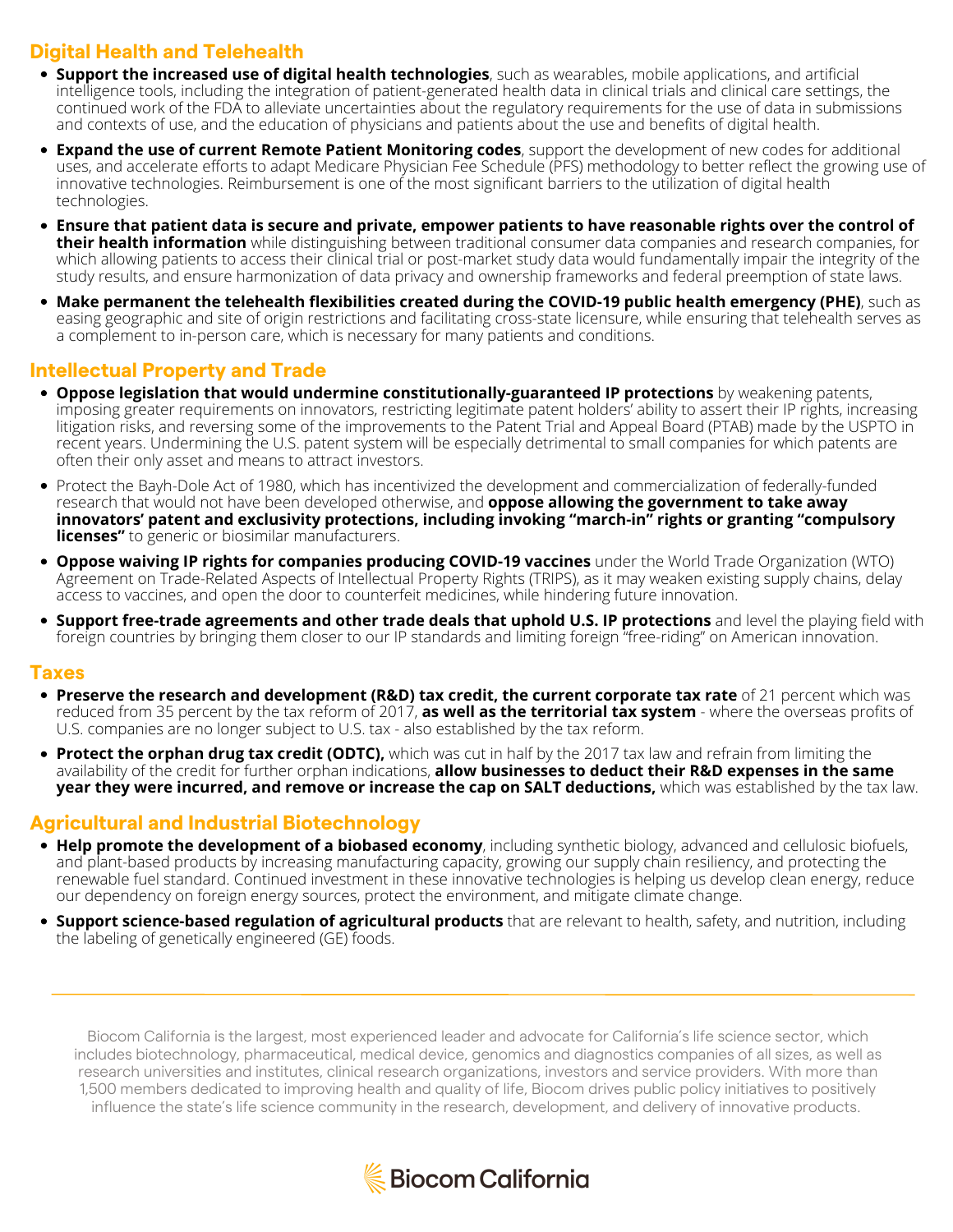## Digital Health and Telehealth

- **Support the increased use of digital health technologies**, such as wearables, mobile applications, and artificial intelligence tools, including the integration of patient-generated health data in clinical trials and clinical care settings, the continued work of the FDA to alleviate uncertainties about the regulatory requirements for the use of data in submissions and contexts of use, and the education of physicians and patients about the use and benefits of digital health.
- **Expand the use of current Remote Patient Monitoring codes**, support the development of new codes for additional uses, and accelerate efforts to adapt Medicare Physician Fee Schedule (PFS) methodology to better reflect the growing use of innovative technologies. Reimbursement is one of the most significant barriers to the utilization of digital health technologies.
- **Ensure that patient data is secure and private, empower patients to have reasonable rights over the control of their health information** while distinguishing between traditional consumer data companies and research companies, for which allowing patients to access their clinical trial or post-market study data would fundamentally impair the integrity of the study results, and ensure harmonization of data privacy and ownership frameworks and federal preemption of state laws.
- **Make permanent the telehealth flexibilities created during the COVID-19 public health emergency (PHE)**, such as easing geographic and site of origin restrictions and facilitating cross-state licensure, while ensuring that telehealth serves as a complement to in-person care, which is necessary for many patients and conditions.

## Intellectual Property and Trade

- **Oppose legislation that would undermine constitutionally-guaranteed IP protections** by weakening patents, imposing greater requirements on innovators, restricting legitimate patent holders' ability to assert their IP rights, increasing litigation risks, and reversing some of the improvements to the Patent Trial and Appeal Board (PTAB) made by the USPTO in recent years. Undermining the U.S. patent system will be especially detrimental to small companies for which patents are often their only asset and means to attract investors.
- Protect the Bayh-Dole Act of 1980, which has incentivized the development and commercialization of federally-funded research that would not have been developed otherwise, and **oppose allowing the government to take away innovators' patent and exclusivity protections, including invoking "march-in" rights or granting "compulsory licenses"** to generic or biosimilar manufacturers.
- **Oppose waiving IP rights for companies producing COVID-19 vaccines** under the World Trade Organization (WTO) Agreement on Trade-Related Aspects of Intellectual Property Rights (TRIPS), as it may weaken existing supply chains, delay access to vaccines, and open the door to counterfeit medicines, while hindering future innovation.
- **Support free-trade agreements and other trade deals that uphold U.S. IP protections** and level the playing field with foreign countries by bringing them closer to our IP standards and limiting foreign "free-riding" on American innovation.

## Taxes

- **Preserve the research and development (R&D) tax credit, the current corporate tax rate** of 21 percent which was reduced from 35 percent by the tax reform of 2017, **as well as the territorial tax system** - where the overseas profits of U.S. companies are no longer subject to U.S. tax - also established by the tax reform.
- **Protect the orphan drug tax credit (ODTC),** which was cut in half by the 2017 tax law and refrain from limiting the availability of the credit for further orphan indications, **allow businesses to deduct their R&D expenses in the same year they were incurred, and remove or increase the cap on SALT deductions,** which was established by the tax law.

## Agricultural and Industrial Biotechnology

- **Help promote the development of a biobased economy**, including synthetic biology, advanced and cellulosic biofuels, and plant-based products by increasing manufacturing capacity, growing our supply chain resiliency, and protecting the renewable fuel standard. Continued investment in these innovative technologies is helping us develop clean energy, reduce our dependency on foreign energy sources, protect the environment, and mitigate climate change.
- **Support science-based regulation of agricultural products** that are relevant to health, safety, and nutrition, including the labeling of genetically engineered (GE) foods.

---

Biocom California is the largest, most experienced leader and advocate for California's life science sector, which includes biotechnology, pharmaceutical, medical device, genomics and diagnostics companies of all sizes, as well as research universities and institutes, clinical research organizations, investors and service providers. With more than 1,500 members dedicated to improving health and quality of life, Biocom drives public policy initiatives to positively influence the state's life science community in the research, development, and delivery of innovative products.

Biocom California